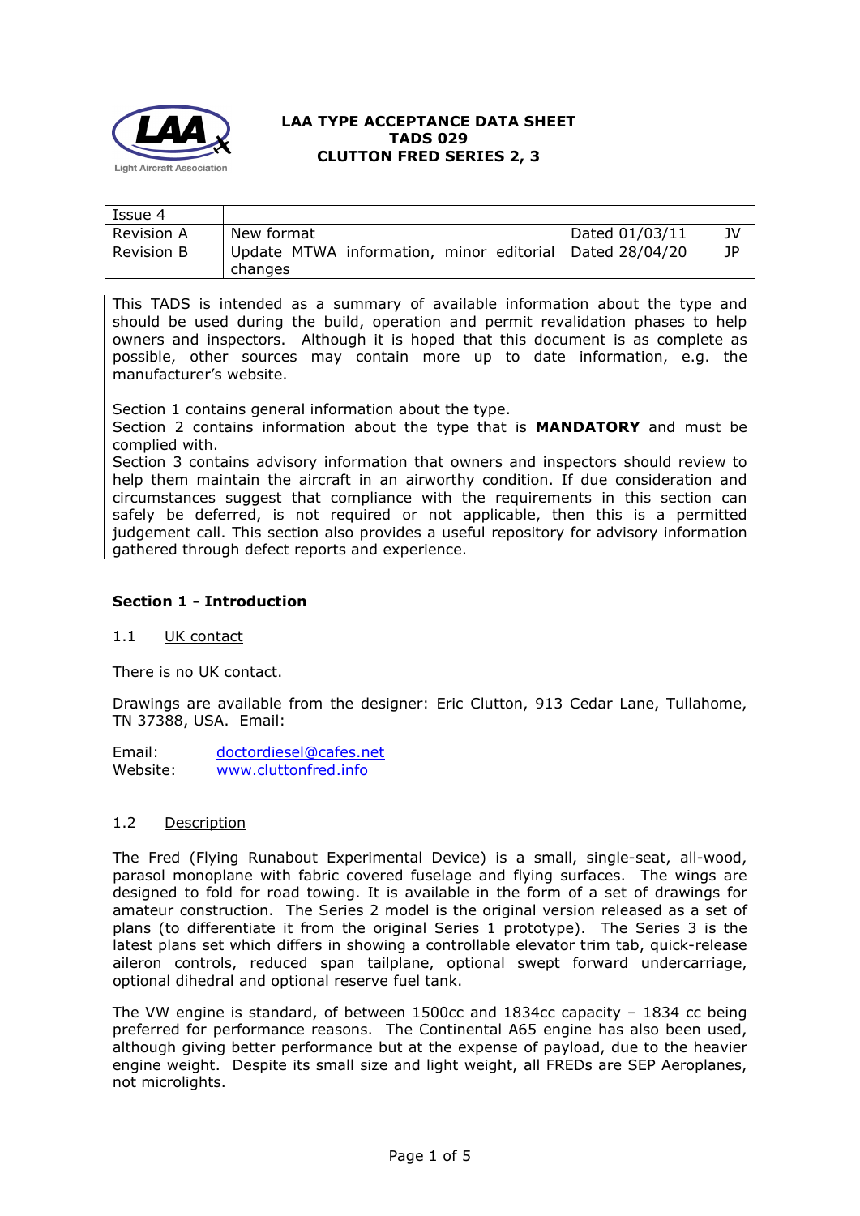# LAA TYPE ACCEPTANCE DATA SHEET
## TADS 029
## CLUTTON FRED SERIES 2, 3

| Issue 4 | | | |
|---|---|---|---|
| Revision A | New format | Dated 01/03/11 | JV |
| Revision B | Update MTWA information, minor editorial changes | Dated 28/04/20 | JP |

This TADS is intended as a summary of available information about the type and should be used during the build, operation and permit revalidation phases to help owners and inspectors. Although it is hoped that this document is as complete as possible, other sources may contain more up to date information, e.g. the manufacturer's website.

Section 1 contains general information about the type.
Section 2 contains information about the type that is **MANDATORY** and must be complied with.
Section 3 contains advisory information that owners and inspectors should review to help them maintain the aircraft in an airworthy condition. If due consideration and circumstances suggest that compliance with the requirements in this section can safely be deferred, is not required or not applicable, then this is a permitted judgement call. This section also provides a useful repository for advisory information gathered through defect reports and experience.

### Section 1 - Introduction

1.1 UK contact

There is no UK contact.

Drawings are available from the designer: Eric Clutton, 913 Cedar Lane, Tullahome, TN 37388, USA. Email:

Email: doctordiesel@cafes.net
Website: www.cluttonfred.info

1.2 Description

The Fred (Flying Runabout Experimental Device) is a small, single-seat, all-wood, parasol monoplane with fabric covered fuselage and flying surfaces. The wings are designed to fold for road towing. It is available in the form of a set of drawings for amateur construction. The Series 2 model is the original version released as a set of plans (to differentiate it from the original Series 1 prototype). The Series 3 is the latest plans set which differs in showing a controllable elevator trim tab, quick-release aileron controls, reduced span tailplane, optional swept forward undercarriage, optional dihedral and optional reserve fuel tank.

The VW engine is standard, of between 1500cc and 1834cc capacity – 1834 cc being preferred for performance reasons. The Continental A65 engine has also been used, although giving better performance but at the expense of payload, due to the heavier engine weight. Despite its small size and light weight, all FREDs are SEP Aeroplanes, not microlights.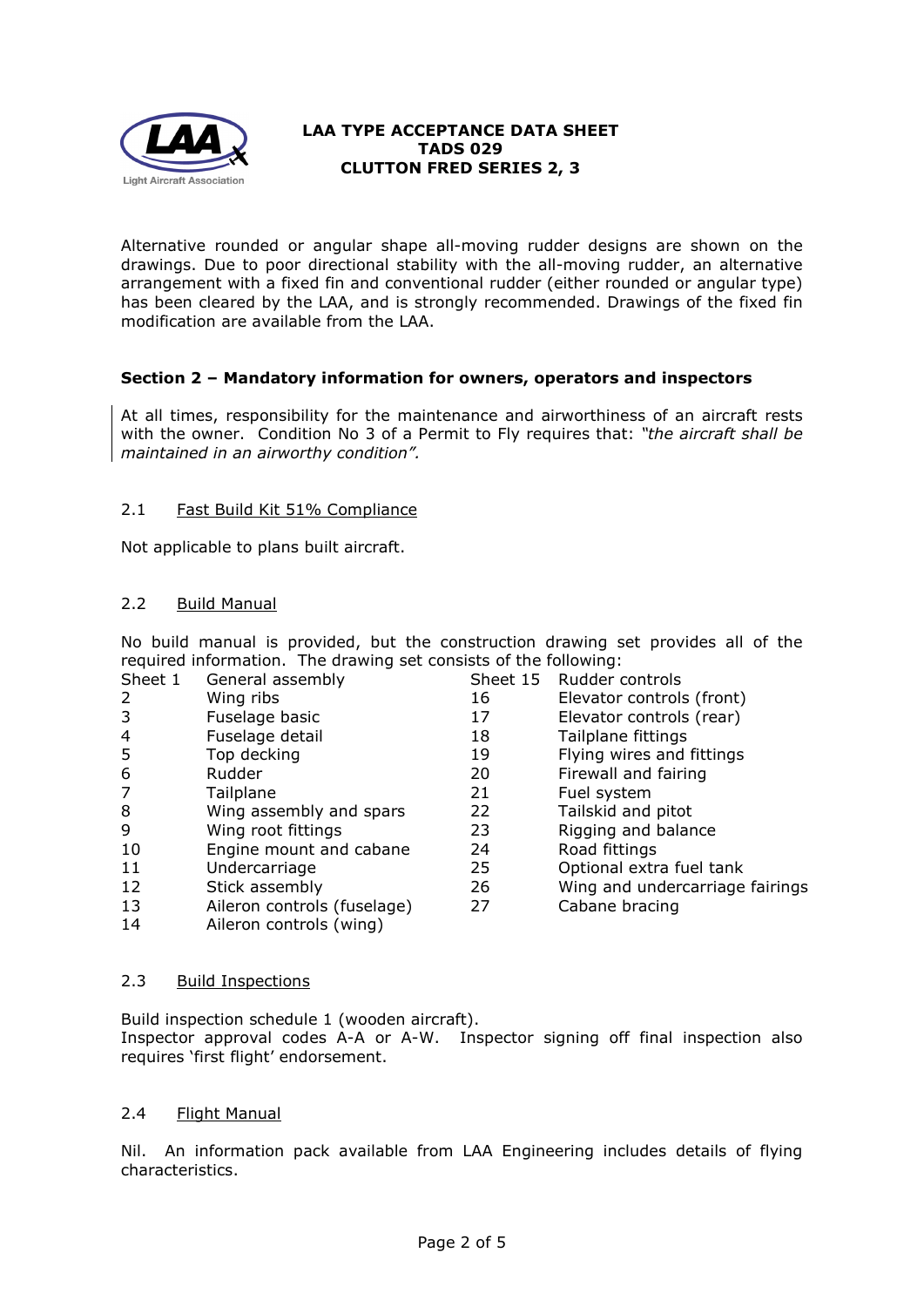Alternative rounded or angular shape all-moving rudder designs are shown on the drawings. Due to poor directional stability with the all-moving rudder, an alternative arrangement with a fixed fin and conventional rudder (either rounded or angular type) has been cleared by the LAA, and is strongly recommended. Drawings of the fixed fin modification are available from the LAA.

## Section 2 – Mandatory information for owners, operators and inspectors

At all times, responsibility for the maintenance and airworthiness of an aircraft rests with the owner. Condition No 3 of a Permit to Fly requires that: *"the aircraft shall be maintained in an airworthy condition".*

### 2.1 Fast Build Kit 51% Compliance

Not applicable to plans built aircraft.

### 2.2 Build Manual

No build manual is provided, but the construction drawing set provides all of the required information. The drawing set consists of the following:

| | | | |
|---|---|---|---|
| Sheet 1 | General assembly | Sheet 15 | Rudder controls |
| 2 | Wing ribs | 16 | Elevator controls (front) |
| 3 | Fuselage basic | 17 | Elevator controls (rear) |
| 4 | Fuselage detail | 18 | Tailplane fittings |
| 5 | Top decking | 19 | Flying wires and fittings |
| 6 | Rudder | 20 | Firewall and fairing |
| 7 | Tailplane | 21 | Fuel system |
| 8 | Wing assembly and spars | 22 | Tailskid and pitot |
| 9 | Wing root fittings | 23 | Rigging and balance |
| 10 | Engine mount and cabane | 24 | Road fittings |
| 11 | Undercarriage | 25 | Optional extra fuel tank |
| 12 | Stick assembly | 26 | Wing and undercarriage fairings |
| 13 | Aileron controls (fuselage) | 27 | Cabane bracing |
| 14 | Aileron controls (wing) | | |

### 2.3 Build Inspections

Build inspection schedule 1 (wooden aircraft).
Inspector approval codes A-A or A-W. Inspector signing off final inspection also requires 'first flight' endorsement.

### 2.4 Flight Manual

Nil. An information pack available from LAA Engineering includes details of flying characteristics.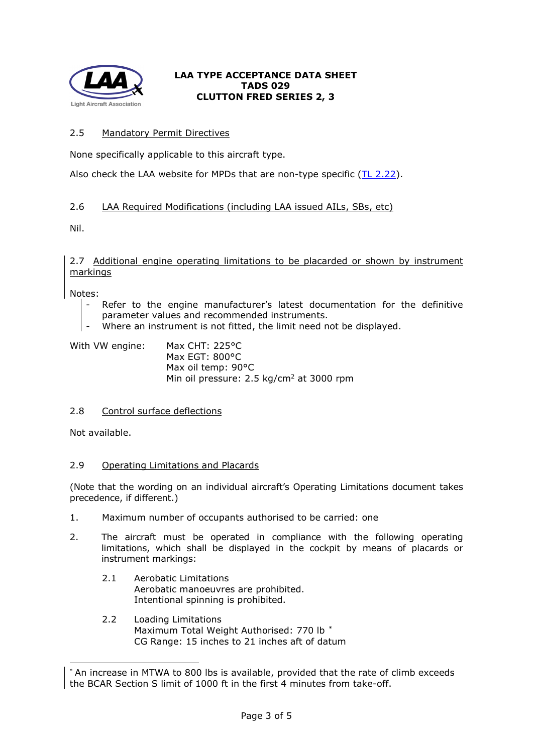## 2.5 Mandatory Permit Directives

None specifically applicable to this aircraft type.

Also check the LAA website for MPDs that are non-type specific (TL 2.22).

## 2.6 LAA Required Modifications (including LAA issued AILs, SBs, etc)

Nil.

## 2.7 Additional engine operating limitations to be placarded or shown by instrument markings

Notes:

- Refer to the engine manufacturer's latest documentation for the definitive parameter values and recommended instruments.
- Where an instrument is not fitted, the limit need not be displayed.

With VW engine:

Max CHT: 225°C
Max EGT: 800°C
Max oil temp: 90°C
Min oil pressure: 2.5 kg/cm$^2$ at 3000 rpm

## 2.8 Control surface deflections

Not available.

## 2.9 Operating Limitations and Placards

(Note that the wording on an individual aircraft's Operating Limitations document takes precedence, if different.)

1. Maximum number of occupants authorised to be carried: one

2. The aircraft must be operated in compliance with the following operating limitations, which shall be displayed in the cockpit by means of placards or instrument markings:

    2.1 Aerobatic Limitations
    Aerobatic manoeuvres are prohibited.
    Intentional spinning is prohibited.

    2.2 Loading Limitations
    Maximum Total Weight Authorised: 770 lb *
    CG Range: 15 inches to 21 inches aft of datum

---

* An increase in MTWA to 800 lbs is available, provided that the rate of climb exceeds the BCAR Section S limit of 1000 ft in the first 4 minutes from take-off.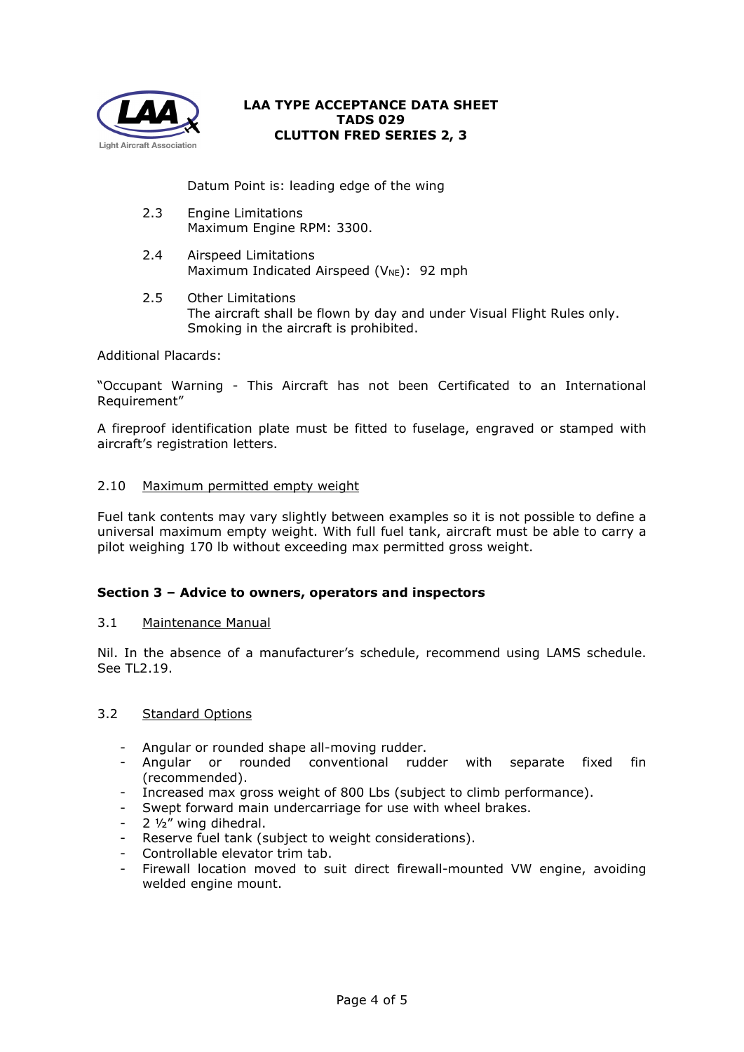Datum Point is: leading edge of the wing

2.3 Engine Limitations
Maximum Engine RPM: 3300.

2.4 Airspeed Limitations
Maximum Indicated Airspeed ($V_{NE}$): 92 mph

2.5 Other Limitations
The aircraft shall be flown by day and under Visual Flight Rules only.
Smoking in the aircraft is prohibited.

Additional Placards:

"Occupant Warning - This Aircraft has not been Certificated to an International Requirement"

A fireproof identification plate must be fitted to fuselage, engraved or stamped with aircraft's registration letters.

2.10 Maximum permitted empty weight

Fuel tank contents may vary slightly between examples so it is not possible to define a universal maximum empty weight. With full fuel tank, aircraft must be able to carry a pilot weighing 170 lb without exceeding max permitted gross weight.

## Section 3 – Advice to owners, operators and inspectors

3.1 Maintenance Manual

Nil. In the absence of a manufacturer's schedule, recommend using LAMS schedule. See TL2.19.

3.2 Standard Options

- Angular or rounded shape all-moving rudder.
- Angular or rounded conventional rudder with separate fixed fin (recommended).
- Increased max gross weight of 800 Lbs (subject to climb performance).
- Swept forward main undercarriage for use with wheel brakes.
- 2 ½" wing dihedral.
- Reserve fuel tank (subject to weight considerations).
- Controllable elevator trim tab.
- Firewall location moved to suit direct firewall-mounted VW engine, avoiding welded engine mount.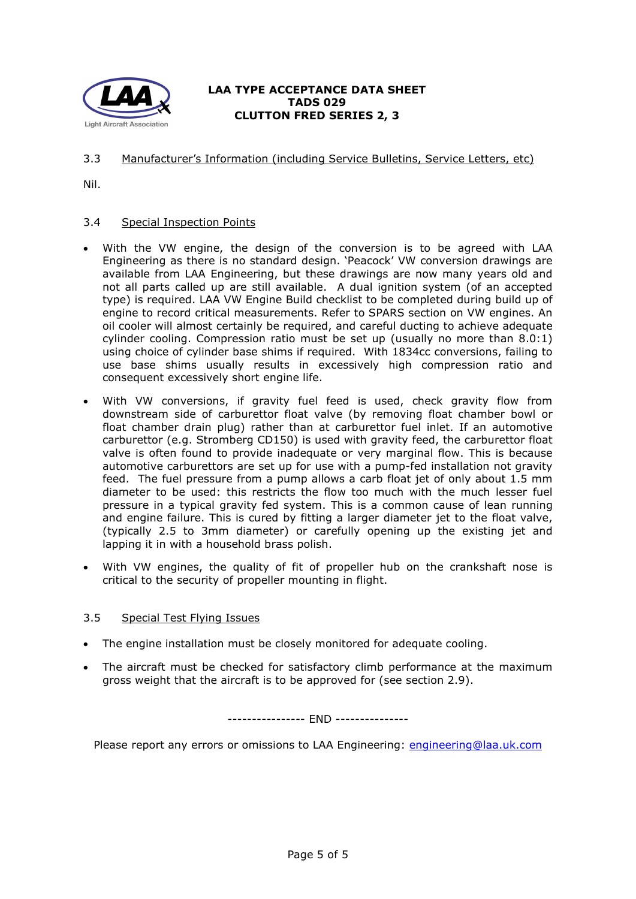### 3.3 Manufacturer's Information (including Service Bulletins, Service Letters, etc)

Nil.

### 3.4 Special Inspection Points

- With the VW engine, the design of the conversion is to be agreed with LAA Engineering as there is no standard design. 'Peacock' VW conversion drawings are available from LAA Engineering, but these drawings are now many years old and not all parts called up are still available. A dual ignition system (of an accepted type) is required. LAA VW Engine Build checklist to be completed during build up of engine to record critical measurements. Refer to SPARS section on VW engines. An oil cooler will almost certainly be required, and careful ducting to achieve adequate cylinder cooling. Compression ratio must be set up (usually no more than 8.0:1) using choice of cylinder base shims if required. With 1834cc conversions, failing to use base shims usually results in excessively high compression ratio and consequent excessively short engine life.
- With VW conversions, if gravity fuel feed is used, check gravity flow from downstream side of carburettor float valve (by removing float chamber bowl or float chamber drain plug) rather than at carburettor fuel inlet. If an automotive carburettor (e.g. Stromberg CD150) is used with gravity feed, the carburettor float valve is often found to provide inadequate or very marginal flow. This is because automotive carburettors are set up for use with a pump-fed installation not gravity feed. The fuel pressure from a pump allows a carb float jet of only about 1.5 mm diameter to be used: this restricts the flow too much with the much lesser fuel pressure in a typical gravity fed system. This is a common cause of lean running and engine failure. This is cured by fitting a larger diameter jet to the float valve, (typically 2.5 to 3mm diameter) or carefully opening up the existing jet and lapping it in with a household brass polish.
- With VW engines, the quality of fit of propeller hub on the crankshaft nose is critical to the security of propeller mounting in flight.

### 3.5 Special Test Flying Issues

- The engine installation must be closely monitored for adequate cooling.
- The aircraft must be checked for satisfactory climb performance at the maximum gross weight that the aircraft is to be approved for (see section 2.9).

---------------- END ---------------

Please report any errors or omissions to LAA Engineering: engineering@laa.uk.com